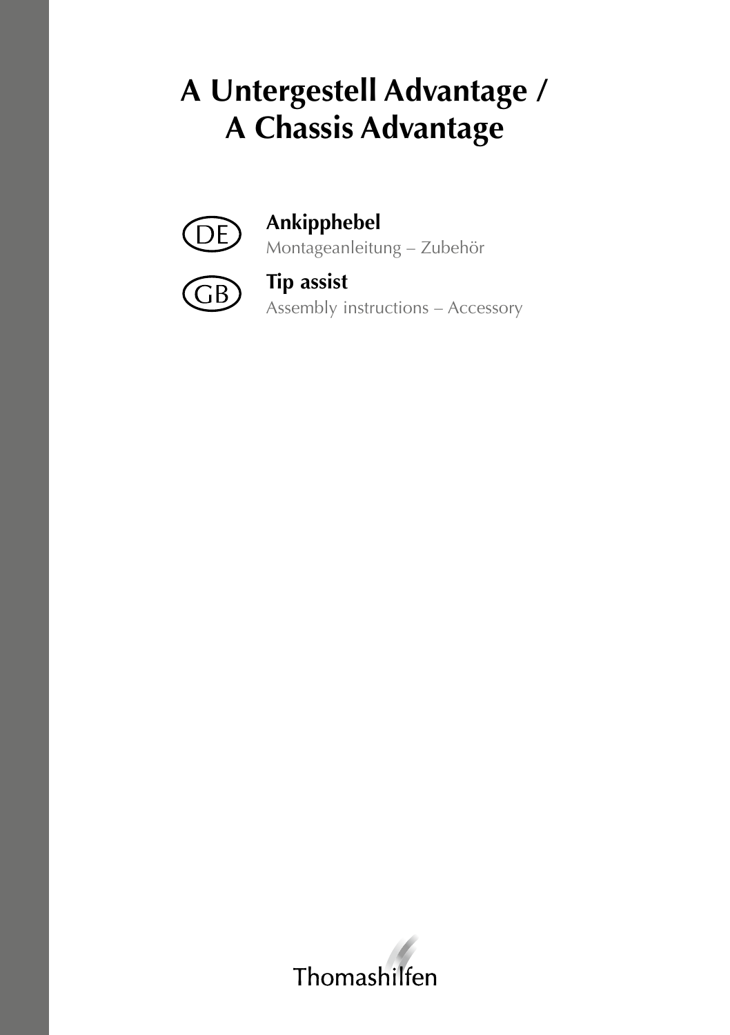# A Untergestell Advantage / A Chassis Advantage

DE

**Ankipphebel**

Montageanleitung – Zubehör

GB

**Tip assist**

Assembly instructions – Accessory

Thomashilfen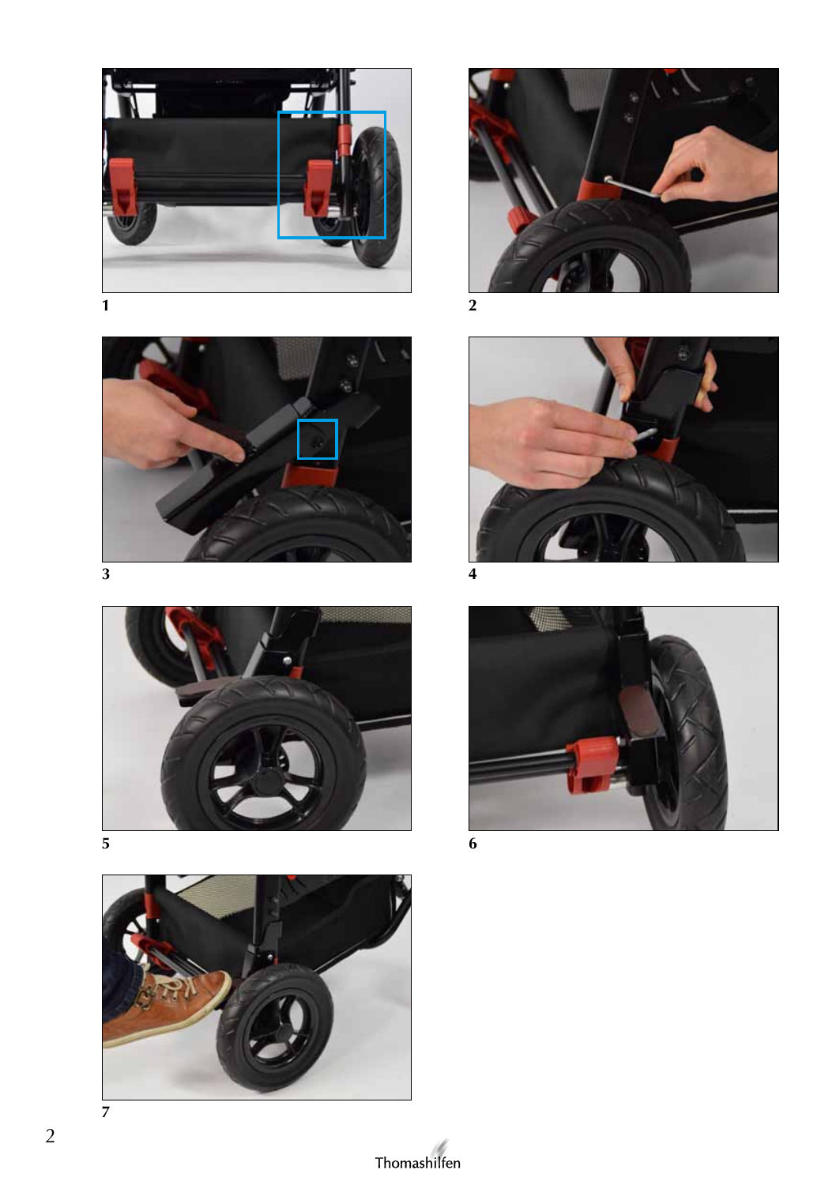1

2

3

4

5

6

7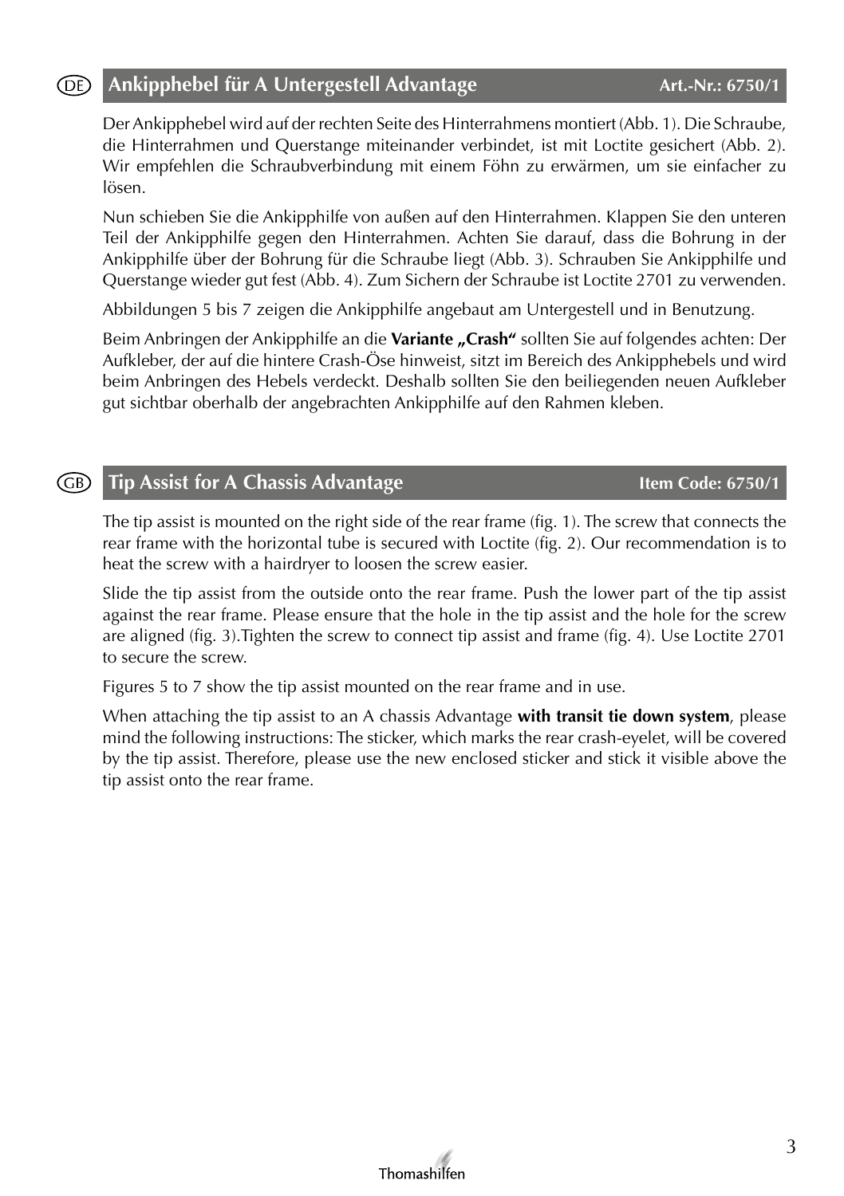## DE Ankipphebel für A Untergestell Advantage — Art.-Nr.: 6750/1

Der Ankipphebel wird auf der rechten Seite des Hinterrahmens montiert (Abb. 1). Die Schraube, die Hinterrahmen und Querstange miteinander verbindet, ist mit Loctite gesichert (Abb. 2). Wir empfehlen die Schraubverbindung mit einem Föhn zu erwärmen, um sie einfacher zu lösen.

Nun schieben Sie die Ankipphilfe von außen auf den Hinterrahmen. Klappen Sie den unteren Teil der Ankipphilfe gegen den Hinterrahmen. Achten Sie darauf, dass die Bohrung in der Ankipphilfe über der Bohrung für die Schraube liegt (Abb. 3). Schrauben Sie Ankipphilfe und Querstange wieder gut fest (Abb. 4). Zum Sichern der Schraube ist Loctite 2701 zu verwenden.

Abbildungen 5 bis 7 zeigen die Ankipphilfe angebaut am Untergestell und in Benutzung.

Beim Anbringen der Ankipphilfe an die **Variante „Crash"** sollten Sie auf folgendes achten: Der Aufkleber, der auf die hintere Crash-Öse hinweist, sitzt im Bereich des Ankipphebels und wird beim Anbringen des Hebels verdeckt. Deshalb sollten Sie den beiliegenden neuen Aufkleber gut sichtbar oberhalb der angebrachten Ankipphilfe auf den Rahmen kleben.

## GB Tip Assist for A Chassis Advantage — Item Code: 6750/1

The tip assist is mounted on the right side of the rear frame (fig. 1). The screw that connects the rear frame with the horizontal tube is secured with Loctite (fig. 2). Our recommendation is to heat the screw with a hairdryer to loosen the screw easier.

Slide the tip assist from the outside onto the rear frame. Push the lower part of the tip assist against the rear frame. Please ensure that the hole in the tip assist and the hole for the screw are aligned (fig. 3).Tighten the screw to connect tip assist and frame (fig. 4). Use Loctite 2701 to secure the screw.

Figures 5 to 7 show the tip assist mounted on the rear frame and in use.

When attaching the tip assist to an A chassis Advantage **with transit tie down system**, please mind the following instructions: The sticker, which marks the rear crash-eyelet, will be covered by the tip assist. Therefore, please use the new enclosed sticker and stick it visible above the tip assist onto the rear frame.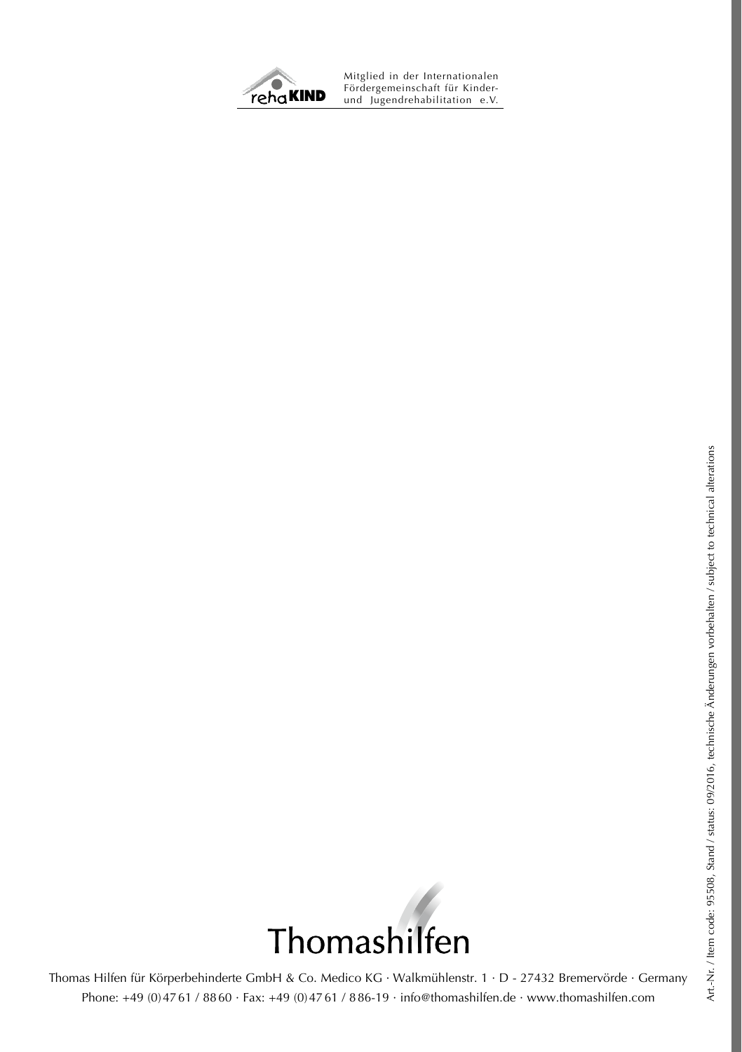rehaKIND

Mitglied in der Internationalen Fördergemeinschaft für Kinder- und Jugendrehabilitation e.V.

Thomashilfen

Thomas Hilfen für Körperbehinderte GmbH & Co. Medico KG · Walkmühlenstr. 1 · D - 27432 Bremervörde · Germany
Phone: +49 (0) 47 61 / 88 60 · Fax: +49 (0) 47 61 / 8 86-19 · info@thomashilfen.de · www.thomashilfen.com

Art.-Nr. / Item code: 95508, Stand / status: 09/2016, technische Änderungen vorbehalten / subject to technical alterations